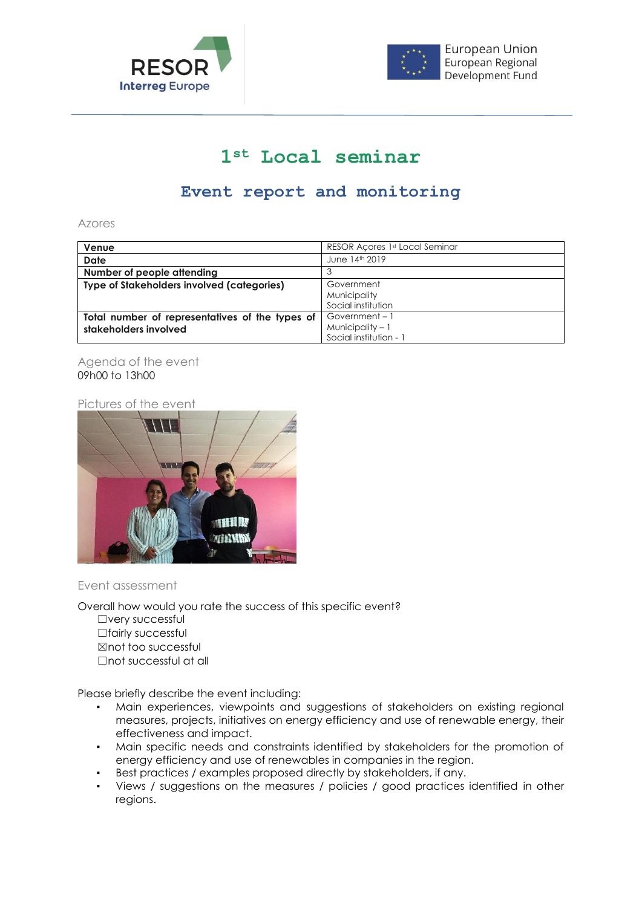RESOR Interreg Europe

European Union European Regional Development Fund

# 1st Local seminar

## Event report and monitoring

Azores

| Venue | RESOR Açores 1st Local Seminar |
|---|---|
| Date | June 14th 2019 |
| Number of people attending | 3 |
| Type of Stakeholders involved (categories) | Government<br>Municipality<br>Social institution |
| Total number of representatives of the types of stakeholders involved | Government – 1<br>Municipality – 1<br>Social institution - 1 |

Agenda of the event

09h00 to 13h00

Pictures of the event

Event assessment

Overall how would you rate the success of this specific event?

☐very successful

☐fairly successful

☒not too successful

☐not successful at all

Please briefly describe the event including:

- Main experiences, viewpoints and suggestions of stakeholders on existing regional measures, projects, initiatives on energy efficiency and use of renewable energy, their effectiveness and impact.
- Main specific needs and constraints identified by stakeholders for the promotion of energy efficiency and use of renewables in companies in the region.
- Best practices / examples proposed directly by stakeholders, if any.
- Views / suggestions on the measures / policies / good practices identified in other regions.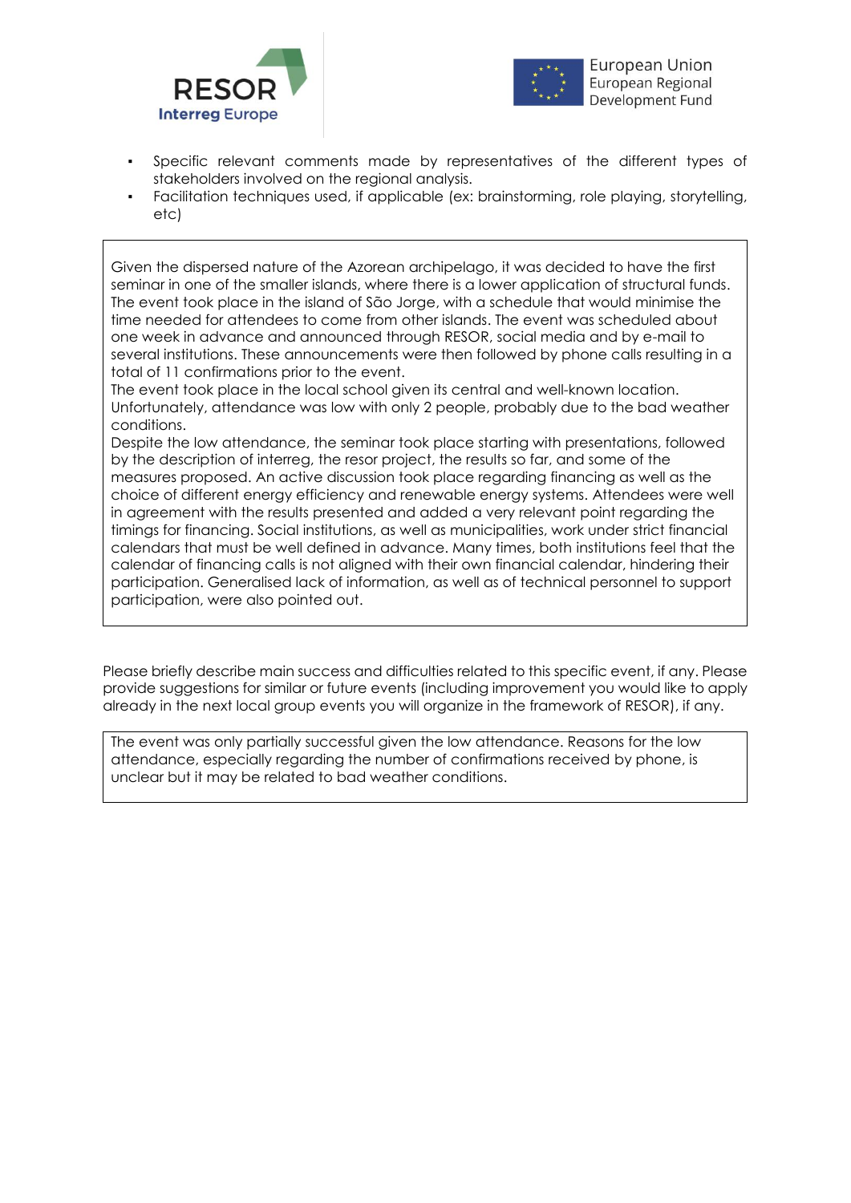- Specific relevant comments made by representatives of the different types of stakeholders involved on the regional analysis.
- Facilitation techniques used, if applicable (ex: brainstorming, role playing, storytelling, etc)

| |
|---|
| Given the dispersed nature of the Azorean archipelago, it was decided to have the first seminar in one of the smaller islands, where there is a lower application of structural funds. The event took place in the island of São Jorge, with a schedule that would minimise the time needed for attendees to come from other islands. The event was scheduled about one week in advance and announced through RESOR, social media and by e-mail to several institutions. These announcements were then followed by phone calls resulting in a total of 11 confirmations prior to the event.<br>The event took place in the local school given its central and well-known location. Unfortunately, attendance was low with only 2 people, probably due to the bad weather conditions.<br>Despite the low attendance, the seminar took place starting with presentations, followed by the description of interreg, the resor project, the results so far, and some of the measures proposed. An active discussion took place regarding financing as well as the choice of different energy efficiency and renewable energy systems. Attendees were well in agreement with the results presented and added a very relevant point regarding the timings for financing. Social institutions, as well as municipalities, work under strict financial calendars that must be well defined in advance. Many times, both institutions feel that the calendar of financing calls is not aligned with their own financial calendar, hindering their participation. Generalised lack of information, as well as of technical personnel to support participation, were also pointed out. |

Please briefly describe main success and difficulties related to this specific event, if any. Please provide suggestions for similar or future events (including improvement you would like to apply already in the next local group events you will organize in the framework of RESOR), if any.

| |
|---|
| The event was only partially successful given the low attendance. Reasons for the low attendance, especially regarding the number of confirmations received by phone, is unclear but it may be related to bad weather conditions. |